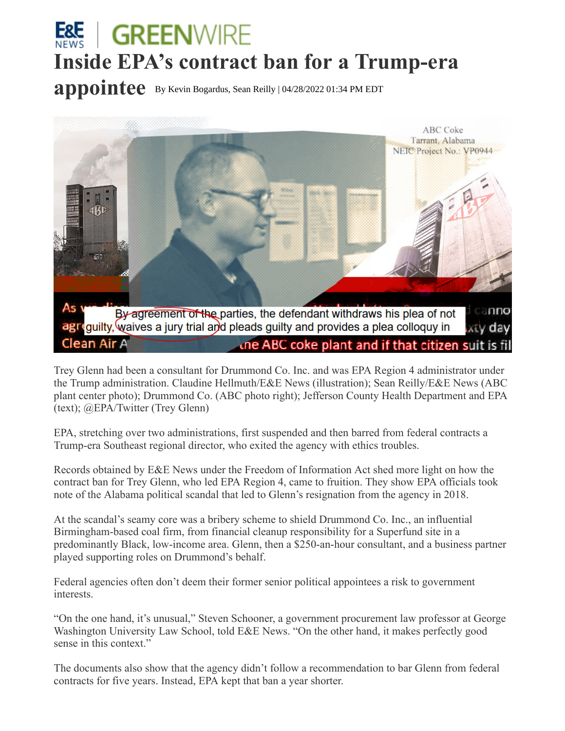E&E NEWS | GREENWIRE

# Inside EPA's contract ban for a Trump-era appointee

By Kevin Bogardus, Sean Reilly | 04/28/2022 01:34 PM EDT

Trey Glenn had been a consultant for Drummond Co. Inc. and was EPA Region 4 administrator under the Trump administration. Claudine Hellmuth/E&E News (illustration); Sean Reilly/E&E News (ABC plant center photo); Drummond Co. (ABC photo right); Jefferson County Health Department and EPA (text); @EPA/Twitter (Trey Glenn)

EPA, stretching over two administrations, first suspended and then barred from federal contracts a Trump-era Southeast regional director, who exited the agency with ethics troubles.

Records obtained by E&E News under the Freedom of Information Act shed more light on how the contract ban for Trey Glenn, who led EPA Region 4, came to fruition. They show EPA officials took note of the Alabama political scandal that led to Glenn's resignation from the agency in 2018.

At the scandal's seamy core was a bribery scheme to shield Drummond Co. Inc., an influential Birmingham-based coal firm, from financial cleanup responsibility for a Superfund site in a predominantly Black, low-income area. Glenn, then a $250-an-hour consultant, and a business partner played supporting roles on Drummond's behalf.

Federal agencies often don't deem their former senior political appointees a risk to government interests.

"On the one hand, it's unusual," Steven Schooner, a government procurement law professor at George Washington University Law School, told E&E News. "On the other hand, it makes perfectly good sense in this context."

The documents also show that the agency didn't follow a recommendation to bar Glenn from federal contracts for five years. Instead, EPA kept that ban a year shorter.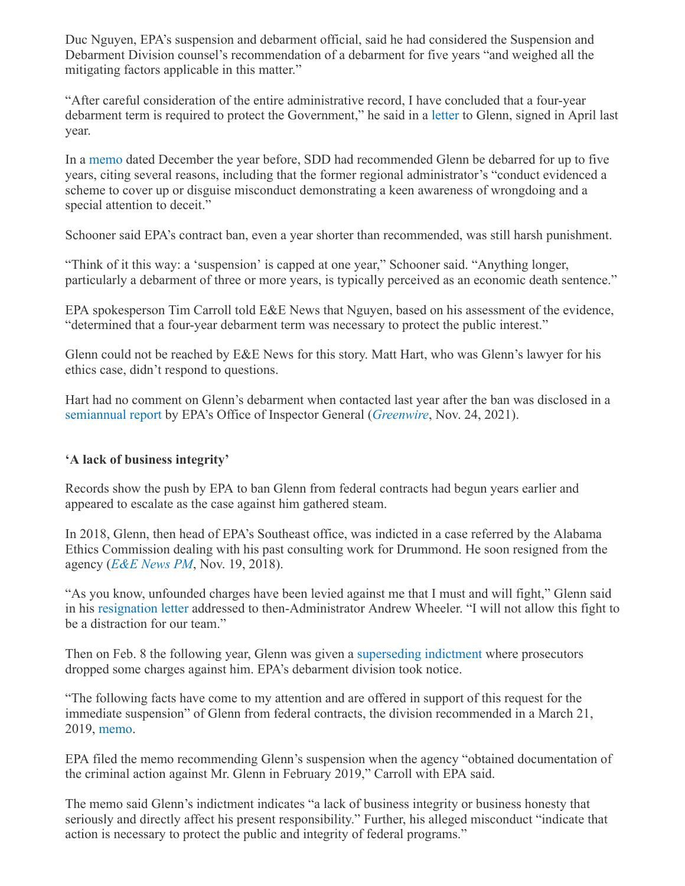Duc Nguyen, EPA's suspension and debarment official, said he had considered the Suspension and Debarment Division counsel's recommendation of a debarment for five years "and weighed all the mitigating factors applicable in this matter."

"After careful consideration of the entire administrative record, I have concluded that a four-year debarment term is required to protect the Government," he said in a letter to Glenn, signed in April last year.

In a memo dated December the year before, SDD had recommended Glenn be debarred for up to five years, citing several reasons, including that the former regional administrator's "conduct evidenced a scheme to cover up or disguise misconduct demonstrating a keen awareness of wrongdoing and a special attention to deceit."

Schooner said EPA's contract ban, even a year shorter than recommended, was still harsh punishment.

"Think of it this way: a 'suspension' is capped at one year," Schooner said. "Anything longer, particularly a debarment of three or more years, is typically perceived as an economic death sentence."

EPA spokesperson Tim Carroll told E&E News that Nguyen, based on his assessment of the evidence, "determined that a four-year debarment term was necessary to protect the public interest."

Glenn could not be reached by E&E News for this story. Matt Hart, who was Glenn's lawyer for his ethics case, didn't respond to questions.

Hart had no comment on Glenn's debarment when contacted last year after the ban was disclosed in a semiannual report by EPA's Office of Inspector General (*Greenwire*, Nov. 24, 2021).

**'A lack of business integrity'**

Records show the push by EPA to ban Glenn from federal contracts had begun years earlier and appeared to escalate as the case against him gathered steam.

In 2018, Glenn, then head of EPA's Southeast office, was indicted in a case referred by the Alabama Ethics Commission dealing with his past consulting work for Drummond. He soon resigned from the agency (*E&E News PM*, Nov. 19, 2018).

"As you know, unfounded charges have been levied against me that I must and will fight," Glenn said in his resignation letter addressed to then-Administrator Andrew Wheeler. "I will not allow this fight to be a distraction for our team."

Then on Feb. 8 the following year, Glenn was given a superseding indictment where prosecutors dropped some charges against him. EPA's debarment division took notice.

"The following facts have come to my attention and are offered in support of this request for the immediate suspension" of Glenn from federal contracts, the division recommended in a March 21, 2019, memo.

EPA filed the memo recommending Glenn's suspension when the agency "obtained documentation of the criminal action against Mr. Glenn in February 2019," Carroll with EPA said.

The memo said Glenn's indictment indicates "a lack of business integrity or business honesty that seriously and directly affect his present responsibility." Further, his alleged misconduct "indicate that action is necessary to protect the public and integrity of federal programs."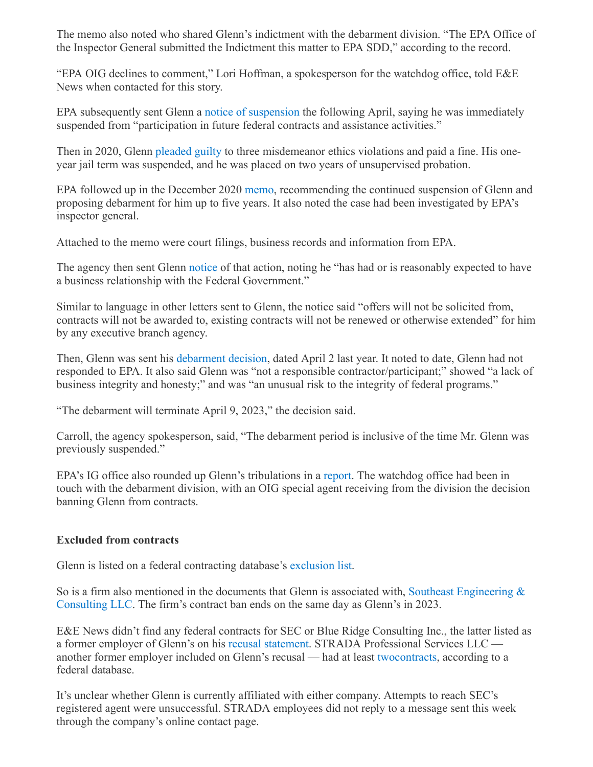The memo also noted who shared Glenn's indictment with the debarment division. "The EPA Office of the Inspector General submitted the Indictment this matter to EPA SDD," according to the record.

"EPA OIG declines to comment," Lori Hoffman, a spokesperson for the watchdog office, told E&E News when contacted for this story.

EPA subsequently sent Glenn a notice of suspension the following April, saying he was immediately suspended from "participation in future federal contracts and assistance activities."

Then in 2020, Glenn pleaded guilty to three misdemeanor ethics violations and paid a fine. His one-year jail term was suspended, and he was placed on two years of unsupervised probation.

EPA followed up in the December 2020 memo, recommending the continued suspension of Glenn and proposing debarment for him up to five years. It also noted the case had been investigated by EPA's inspector general.

Attached to the memo were court filings, business records and information from EPA.

The agency then sent Glenn notice of that action, noting he "has had or is reasonably expected to have a business relationship with the Federal Government."

Similar to language in other letters sent to Glenn, the notice said "offers will not be solicited from, contracts will not be awarded to, existing contracts will not be renewed or otherwise extended" for him by any executive branch agency.

Then, Glenn was sent his debarment decision, dated April 2 last year. It noted to date, Glenn had not responded to EPA. It also said Glenn was "not a responsible contractor/participant;" showed "a lack of business integrity and honesty;" and was "an unusual risk to the integrity of federal programs."

"The debarment will terminate April 9, 2023," the decision said.

Carroll, the agency spokesperson, said, "The debarment period is inclusive of the time Mr. Glenn was previously suspended."

EPA's IG office also rounded up Glenn's tribulations in a report. The watchdog office had been in touch with the debarment division, with an OIG special agent receiving from the division the decision banning Glenn from contracts.

**Excluded from contracts**

Glenn is listed on a federal contracting database's exclusion list.

So is a firm also mentioned in the documents that Glenn is associated with, Southeast Engineering & Consulting LLC. The firm's contract ban ends on the same day as Glenn's in 2023.

E&E News didn't find any federal contracts for SEC or Blue Ridge Consulting Inc., the latter listed as a former employer of Glenn's on his recusal statement. STRADA Professional Services LLC — another former employer included on Glenn's recusal — had at least twocontracts, according to a federal database.

It's unclear whether Glenn is currently affiliated with either company. Attempts to reach SEC's registered agent were unsuccessful. STRADA employees did not reply to a message sent this week through the company's online contact page.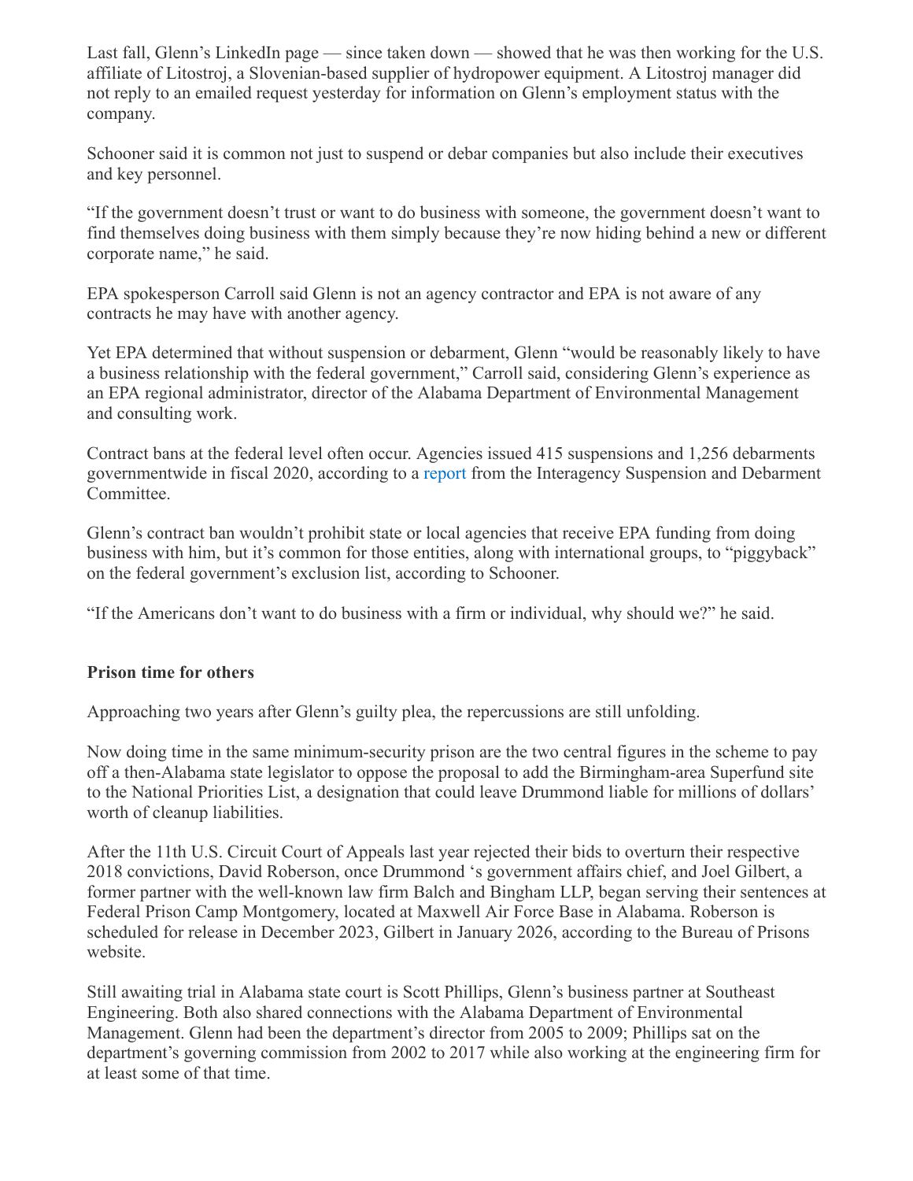Last fall, Glenn's LinkedIn page — since taken down — showed that he was then working for the U.S. affiliate of Litostroj, a Slovenian-based supplier of hydropower equipment. A Litostroj manager did not reply to an emailed request yesterday for information on Glenn's employment status with the company.

Schooner said it is common not just to suspend or debar companies but also include their executives and key personnel.

"If the government doesn't trust or want to do business with someone, the government doesn't want to find themselves doing business with them simply because they're now hiding behind a new or different corporate name," he said.

EPA spokesperson Carroll said Glenn is not an agency contractor and EPA is not aware of any contracts he may have with another agency.

Yet EPA determined that without suspension or debarment, Glenn "would be reasonably likely to have a business relationship with the federal government," Carroll said, considering Glenn's experience as an EPA regional administrator, director of the Alabama Department of Environmental Management and consulting work.

Contract bans at the federal level often occur. Agencies issued 415 suspensions and 1,256 debarments governmentwide in fiscal 2020, according to a report from the Interagency Suspension and Debarment Committee.

Glenn's contract ban wouldn't prohibit state or local agencies that receive EPA funding from doing business with him, but it's common for those entities, along with international groups, to "piggyback" on the federal government's exclusion list, according to Schooner.

"If the Americans don't want to do business with a firm or individual, why should we?" he said.

**Prison time for others**

Approaching two years after Glenn's guilty plea, the repercussions are still unfolding.

Now doing time in the same minimum-security prison are the two central figures in the scheme to pay off a then-Alabama state legislator to oppose the proposal to add the Birmingham-area Superfund site to the National Priorities List, a designation that could leave Drummond liable for millions of dollars' worth of cleanup liabilities.

After the 11th U.S. Circuit Court of Appeals last year rejected their bids to overturn their respective 2018 convictions, David Roberson, once Drummond 's government affairs chief, and Joel Gilbert, a former partner with the well-known law firm Balch and Bingham LLP, began serving their sentences at Federal Prison Camp Montgomery, located at Maxwell Air Force Base in Alabama. Roberson is scheduled for release in December 2023, Gilbert in January 2026, according to the Bureau of Prisons website.

Still awaiting trial in Alabama state court is Scott Phillips, Glenn's business partner at Southeast Engineering. Both also shared connections with the Alabama Department of Environmental Management. Glenn had been the department's director from 2005 to 2009; Phillips sat on the department's governing commission from 2002 to 2017 while also working at the engineering firm for at least some of that time.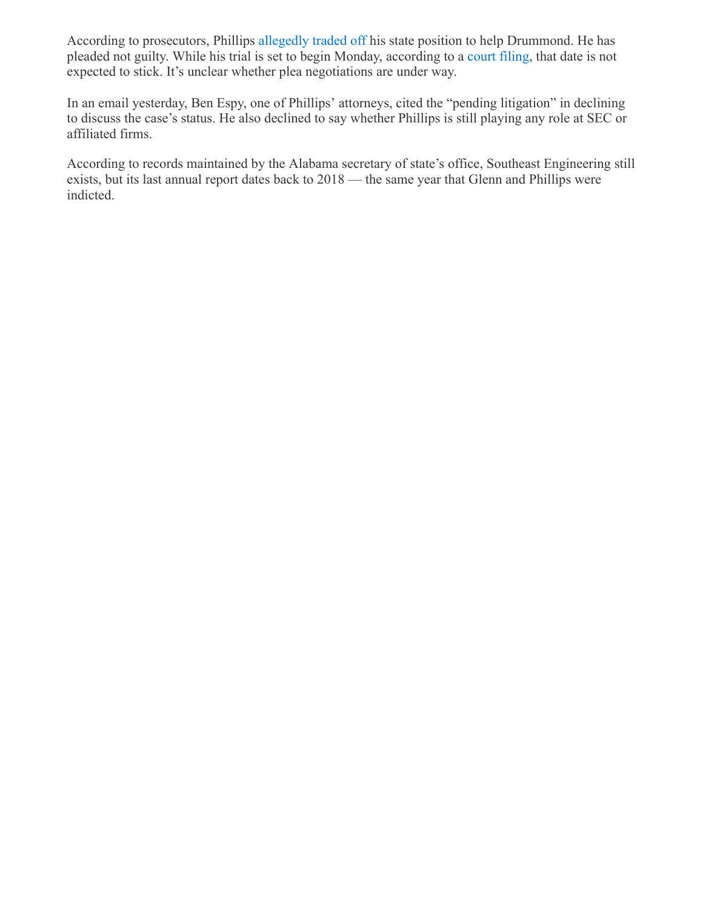According to prosecutors, Phillips allegedly traded off his state position to help Drummond. He has pleaded not guilty. While his trial is set to begin Monday, according to a court filing, that date is not expected to stick. It's unclear whether plea negotiations are under way.

In an email yesterday, Ben Espy, one of Phillips' attorneys, cited the "pending litigation" in declining to discuss the case's status. He also declined to say whether Phillips is still playing any role at SEC or affiliated firms.

According to records maintained by the Alabama secretary of state's office, Southeast Engineering still exists, but its last annual report dates back to 2018 — the same year that Glenn and Phillips were indicted.